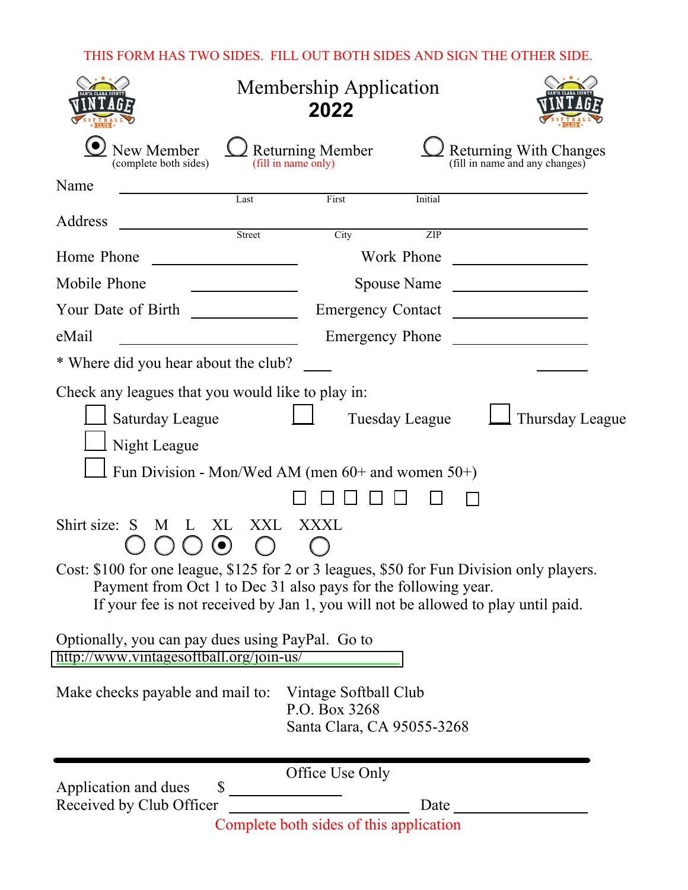THIS FORM HAS TWO SIDES. FILL OUT BOTH SIDES AND SIGN THE OTHER SIDE.

# Membership Application
## 2022

(●) New Member (complete both sides)  ( ) Returning Member (fill in name only)  ( ) Returning With Changes (fill in name and any changes)

Name ______________________________
Last  First  Initial

Address ______________________________
Street  City  ZIP

Home Phone ____________  Work Phone ____________

Mobile Phone ____________  Spouse Name ____________

Your Date of Birth ____________  Emergency Contact ____________

eMail ____________  Emergency Phone ____________

* Where did you hear about the club? ____  ____

Check any leagues that you would like to play in:

- [ ] Saturday League
- [ ] Tuesday League
- [ ] Thursday League
- [ ] Night League
- [ ] Fun Division - Mon/Wed AM (men 60+ and women 50+)

☐ ☐ ☐ ☐ ☐ ☐ ☐

Shirt size: ( ) S ( ) M ( ) L (●) XL ( ) XXL ( ) XXXL

Cost: $100 for one league, $125 for 2 or 3 leagues, $50 for Fun Division only players.
Payment from Oct 1 to Dec 31 also pays for the following year.
If your fee is not received by Jan 1, you will not be allowed to play until paid.

Optionally, you can pay dues using PayPal. Go to
http://www.vintagesoftball.org/join-us/

Make checks payable and mail to: Vintage Softball Club
P.O. Box 3268
Santa Clara, CA 95055-3268

---

Office Use Only

Application and dues $ ____________
Received by Club Officer ____________ Date ____________

Complete both sides of this application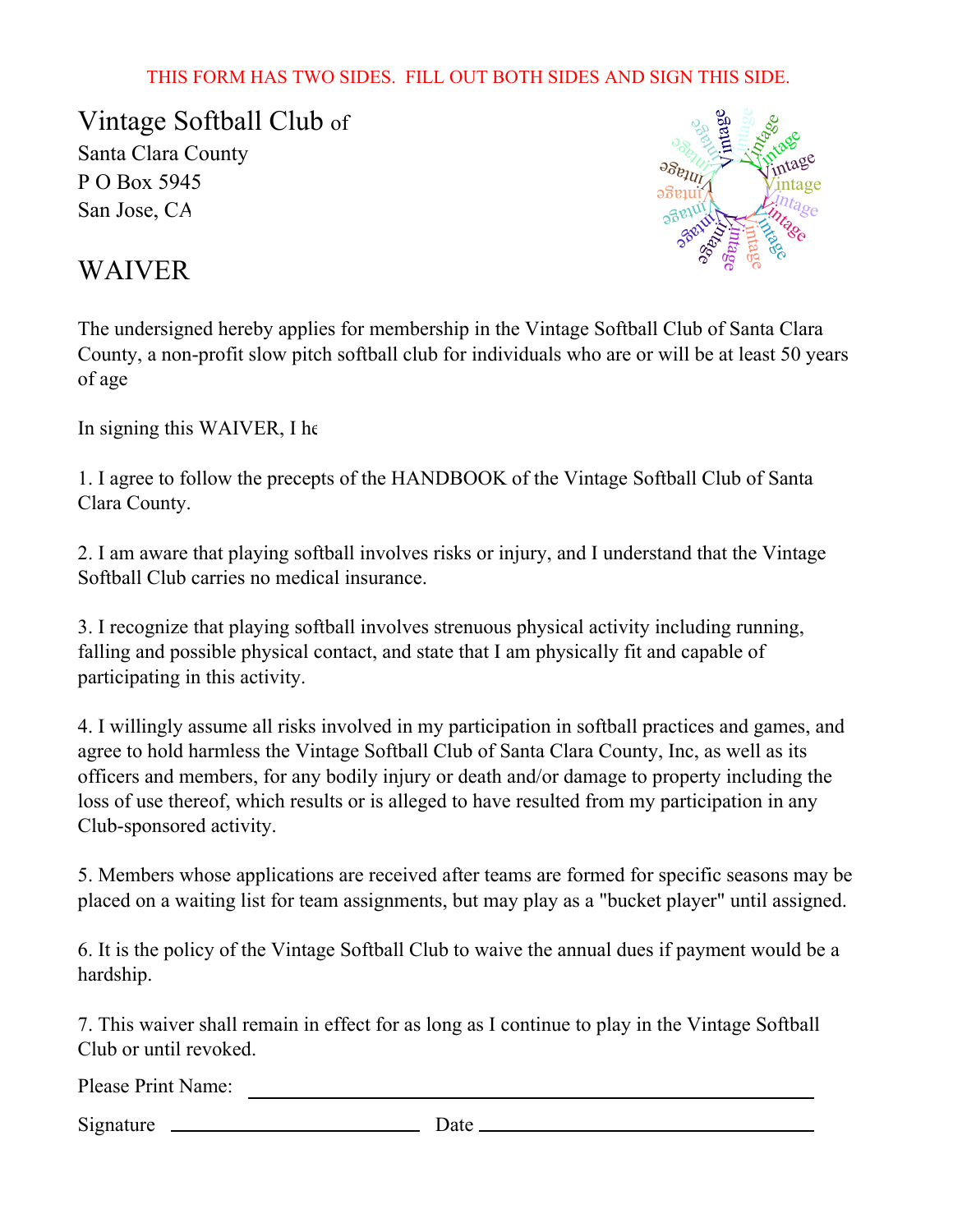THIS FORM HAS TWO SIDES. FILL OUT BOTH SIDES AND SIGN THIS SIDE.

Vintage Softball Club of
Santa Clara County
P O Box 5945
San Jose, CA

# WAIVER

The undersigned hereby applies for membership in the Vintage Softball Club of Santa Clara County, a non-profit slow pitch softball club for individuals who are or will be at least 50 years of age

In signing this WAIVER, I he

1. I agree to follow the precepts of the HANDBOOK of the Vintage Softball Club of Santa Clara County.

2. I am aware that playing softball involves risks or injury, and I understand that the Vintage Softball Club carries no medical insurance.

3. I recognize that playing softball involves strenuous physical activity including running, falling and possible physical contact, and state that I am physically fit and capable of participating in this activity.

4. I willingly assume all risks involved in my participation in softball practices and games, and agree to hold harmless the Vintage Softball Club of Santa Clara County, Inc, as well as its officers and members, for any bodily injury or death and/or damage to property including the loss of use thereof, which results or is alleged to have resulted from my participation in any Club-sponsored activity.

5. Members whose applications are received after teams are formed for specific seasons may be placed on a waiting list for team assignments, but may play as a "bucket player" until assigned.

6. It is the policy of the Vintage Softball Club to waive the annual dues if payment would be a hardship.

7. This waiver shall remain in effect for as long as I continue to play in the Vintage Softball Club or until revoked.

Please Print Name: ______________________________

Signature ____________________ Date ____________________